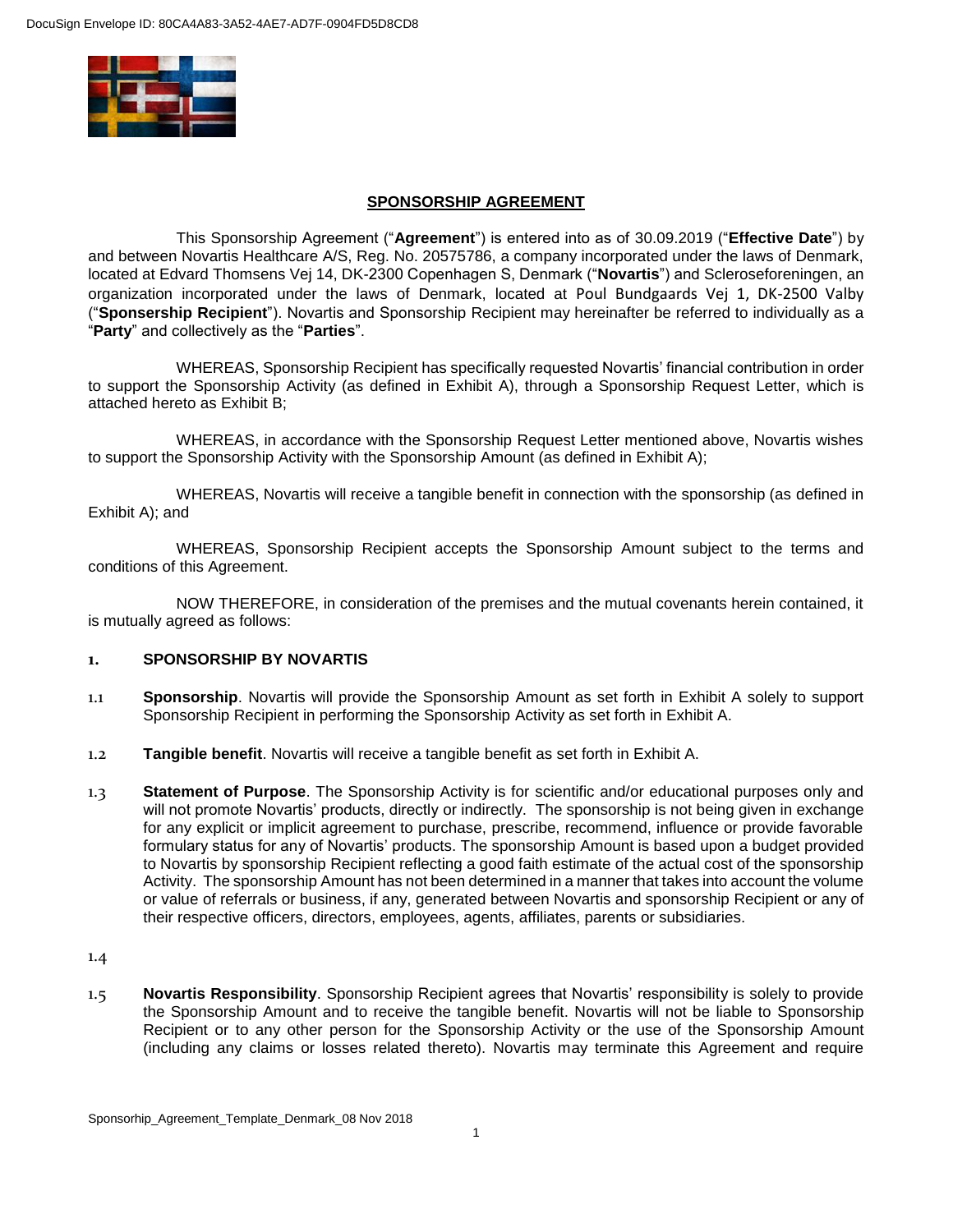DocuSign Envelope ID: 80CA4A83-3A52-4AE7-AD7F-0904FD5D8CD8

# SPONSORSHIP AGREEMENT

This Sponsorship Agreement ("**Agreement**") is entered into as of 30.09.2019 ("**Effective Date**") by and between Novartis Healthcare A/S, Reg. No. 20575786, a company incorporated under the laws of Denmark, located at Edvard Thomsens Vej 14, DK-2300 Copenhagen S, Denmark ("**Novartis**") and Scleroseforeningen, an organization incorporated under the laws of Denmark, located at Poul Bundgaards Vej 1, DK-2500 Valby ("**Sponsership Recipient**"). Novartis and Sponsorship Recipient may hereinafter be referred to individually as a "**Party**" and collectively as the "**Parties**".

WHEREAS, Sponsorship Recipient has specifically requested Novartis' financial contribution in order to support the Sponsorship Activity (as defined in Exhibit A), through a Sponsorship Request Letter, which is attached hereto as Exhibit B;

WHEREAS, in accordance with the Sponsorship Request Letter mentioned above, Novartis wishes to support the Sponsorship Activity with the Sponsorship Amount (as defined in Exhibit A);

WHEREAS, Novartis will receive a tangible benefit in connection with the sponsorship (as defined in Exhibit A); and

WHEREAS, Sponsorship Recipient accepts the Sponsorship Amount subject to the terms and conditions of this Agreement.

NOW THEREFORE, in consideration of the premises and the mutual covenants herein contained, it is mutually agreed as follows:

## 1. SPONSORSHIP BY NOVARTIS

1.1 **Sponsorship**. Novartis will provide the Sponsorship Amount as set forth in Exhibit A solely to support Sponsorship Recipient in performing the Sponsorship Activity as set forth in Exhibit A.

1.2 **Tangible benefit**. Novartis will receive a tangible benefit as set forth in Exhibit A.

1.3 **Statement of Purpose**. The Sponsorship Activity is for scientific and/or educational purposes only and will not promote Novartis' products, directly or indirectly. The sponsorship is not being given in exchange for any explicit or implicit agreement to purchase, prescribe, recommend, influence or provide favorable formulary status for any of Novartis' products. The sponsorship Amount is based upon a budget provided to Novartis by sponsorship Recipient reflecting a good faith estimate of the actual cost of the sponsorship Activity. The sponsorship Amount has not been determined in a manner that takes into account the volume or value of referrals or business, if any, generated between Novartis and sponsorship Recipient or any of their respective officers, directors, employees, agents, affiliates, parents or subsidiaries.

1.4

1.5 **Novartis Responsibility**. Sponsorship Recipient agrees that Novartis' responsibility is solely to provide the Sponsorship Amount and to receive the tangible benefit. Novartis will not be liable to Sponsorship Recipient or to any other person for the Sponsorship Activity or the use of the Sponsorship Amount (including any claims or losses related thereto). Novartis may terminate this Agreement and require

Sponsorhip_Agreement_Template_Denmark_08 Nov 2018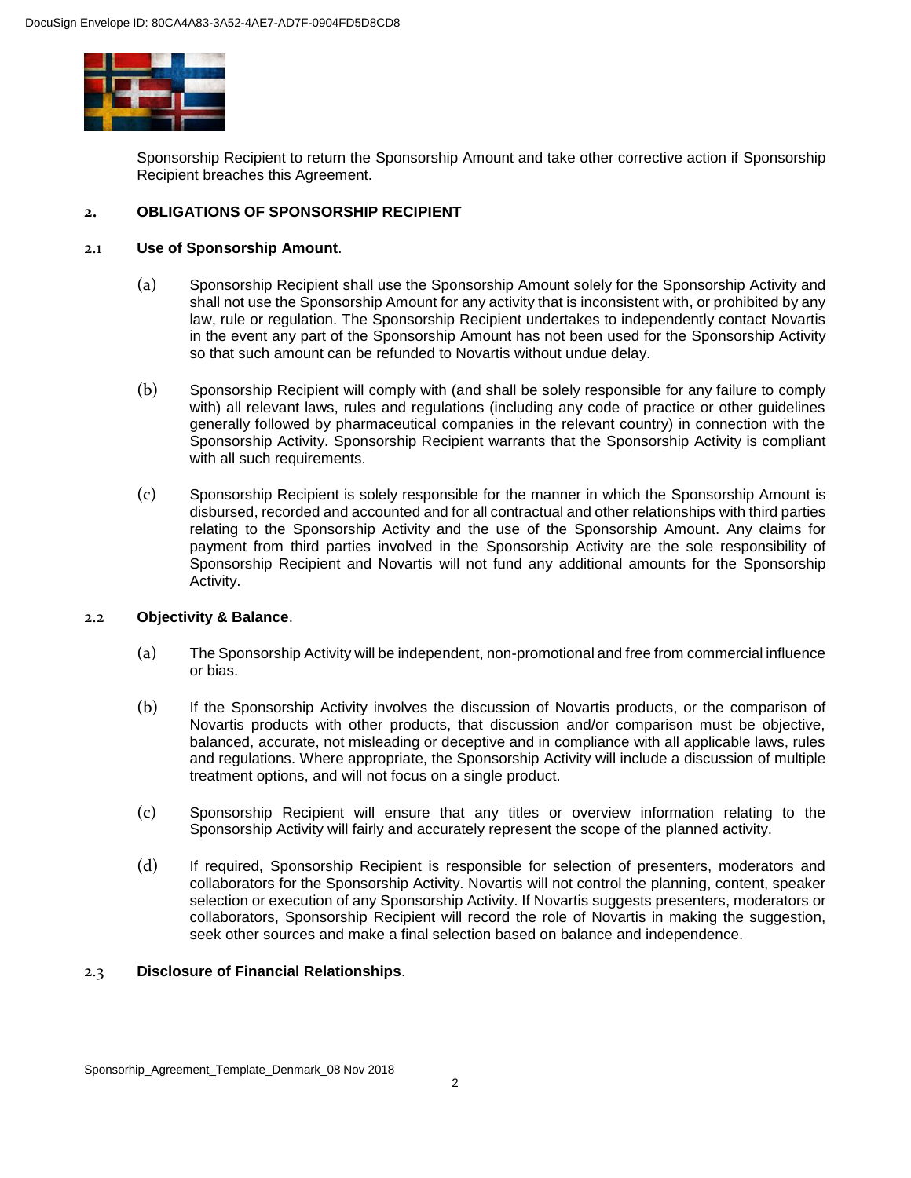Sponsorship Recipient to return the Sponsorship Amount and take other corrective action if Sponsorship Recipient breaches this Agreement.

## 2. OBLIGATIONS OF SPONSORSHIP RECIPIENT

### 2.1 **Use of Sponsorship Amount**.

(a) Sponsorship Recipient shall use the Sponsorship Amount solely for the Sponsorship Activity and shall not use the Sponsorship Amount for any activity that is inconsistent with, or prohibited by any law, rule or regulation. The Sponsorship Recipient undertakes to independently contact Novartis in the event any part of the Sponsorship Amount has not been used for the Sponsorship Activity so that such amount can be refunded to Novartis without undue delay.

(b) Sponsorship Recipient will comply with (and shall be solely responsible for any failure to comply with) all relevant laws, rules and regulations (including any code of practice or other guidelines generally followed by pharmaceutical companies in the relevant country) in connection with the Sponsorship Activity. Sponsorship Recipient warrants that the Sponsorship Activity is compliant with all such requirements.

(c) Sponsorship Recipient is solely responsible for the manner in which the Sponsorship Amount is disbursed, recorded and accounted and for all contractual and other relationships with third parties relating to the Sponsorship Activity and the use of the Sponsorship Amount. Any claims for payment from third parties involved in the Sponsorship Activity are the sole responsibility of Sponsorship Recipient and Novartis will not fund any additional amounts for the Sponsorship Activity.

### 2.2 **Objectivity & Balance**.

(a) The Sponsorship Activity will be independent, non-promotional and free from commercial influence or bias.

(b) If the Sponsorship Activity involves the discussion of Novartis products, or the comparison of Novartis products with other products, that discussion and/or comparison must be objective, balanced, accurate, not misleading or deceptive and in compliance with all applicable laws, rules and regulations. Where appropriate, the Sponsorship Activity will include a discussion of multiple treatment options, and will not focus on a single product.

(c) Sponsorship Recipient will ensure that any titles or overview information relating to the Sponsorship Activity will fairly and accurately represent the scope of the planned activity.

(d) If required, Sponsorship Recipient is responsible for selection of presenters, moderators and collaborators for the Sponsorship Activity. Novartis will not control the planning, content, speaker selection or execution of any Sponsorship Activity. If Novartis suggests presenters, moderators or collaborators, Sponsorship Recipient will record the role of Novartis in making the suggestion, seek other sources and make a final selection based on balance and independence.

### 2.3 **Disclosure of Financial Relationships**.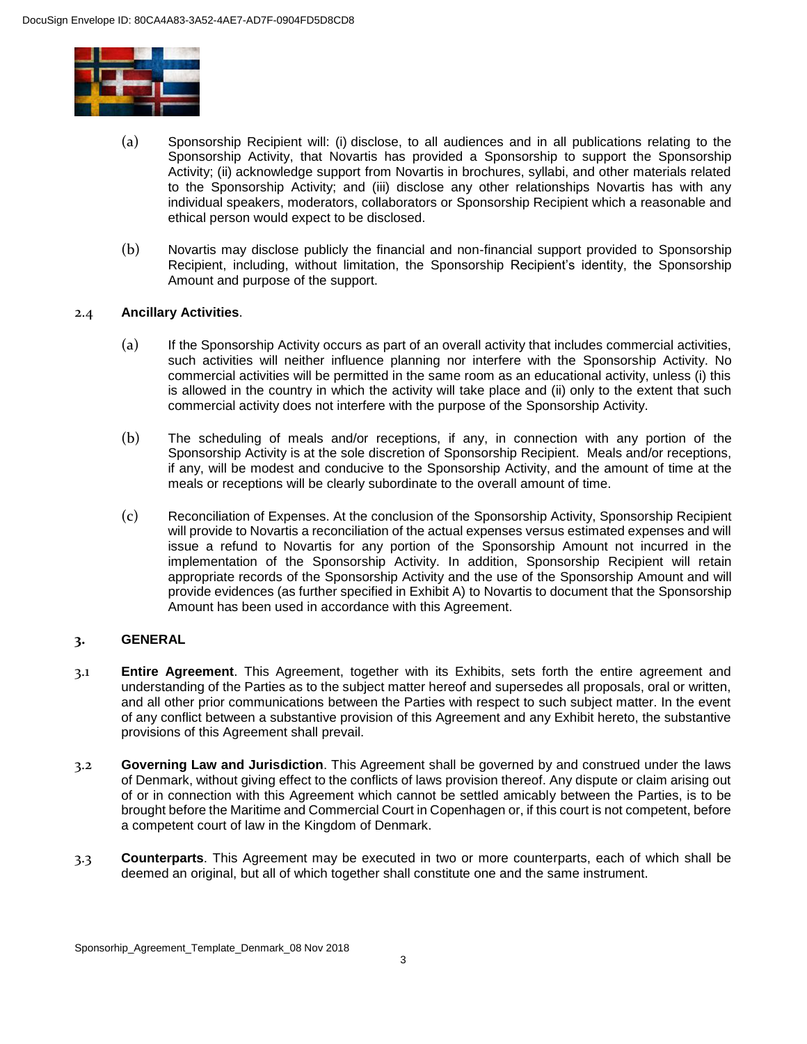(a) Sponsorship Recipient will: (i) disclose, to all audiences and in all publications relating to the Sponsorship Activity, that Novartis has provided a Sponsorship to support the Sponsorship Activity; (ii) acknowledge support from Novartis in brochures, syllabi, and other materials related to the Sponsorship Activity; and (iii) disclose any other relationships Novartis has with any individual speakers, moderators, collaborators or Sponsorship Recipient which a reasonable and ethical person would expect to be disclosed.

(b) Novartis may disclose publicly the financial and non-financial support provided to Sponsorship Recipient, including, without limitation, the Sponsorship Recipient's identity, the Sponsorship Amount and purpose of the support.

2.4 **Ancillary Activities**.

(a) If the Sponsorship Activity occurs as part of an overall activity that includes commercial activities, such activities will neither influence planning nor interfere with the Sponsorship Activity. No commercial activities will be permitted in the same room as an educational activity, unless (i) this is allowed in the country in which the activity will take place and (ii) only to the extent that such commercial activity does not interfere with the purpose of the Sponsorship Activity.

(b) The scheduling of meals and/or receptions, if any, in connection with any portion of the Sponsorship Activity is at the sole discretion of Sponsorship Recipient. Meals and/or receptions, if any, will be modest and conducive to the Sponsorship Activity, and the amount of time at the meals or receptions will be clearly subordinate to the overall amount of time.

(c) Reconciliation of Expenses. At the conclusion of the Sponsorship Activity, Sponsorship Recipient will provide to Novartis a reconciliation of the actual expenses versus estimated expenses and will issue a refund to Novartis for any portion of the Sponsorship Amount not incurred in the implementation of the Sponsorship Activity. In addition, Sponsorship Recipient will retain appropriate records of the Sponsorship Activity and the use of the Sponsorship Amount and will provide evidences (as further specified in Exhibit A) to Novartis to document that the Sponsorship Amount has been used in accordance with this Agreement.

## 3. GENERAL

3.1 **Entire Agreement**. This Agreement, together with its Exhibits, sets forth the entire agreement and understanding of the Parties as to the subject matter hereof and supersedes all proposals, oral or written, and all other prior communications between the Parties with respect to such subject matter. In the event of any conflict between a substantive provision of this Agreement and any Exhibit hereto, the substantive provisions of this Agreement shall prevail.

3.2 **Governing Law and Jurisdiction**. This Agreement shall be governed by and construed under the laws of Denmark, without giving effect to the conflicts of laws provision thereof. Any dispute or claim arising out of or in connection with this Agreement which cannot be settled amicably between the Parties, is to be brought before the Maritime and Commercial Court in Copenhagen or, if this court is not competent, before a competent court of law in the Kingdom of Denmark.

3.3 **Counterparts**. This Agreement may be executed in two or more counterparts, each of which shall be deemed an original, but all of which together shall constitute one and the same instrument.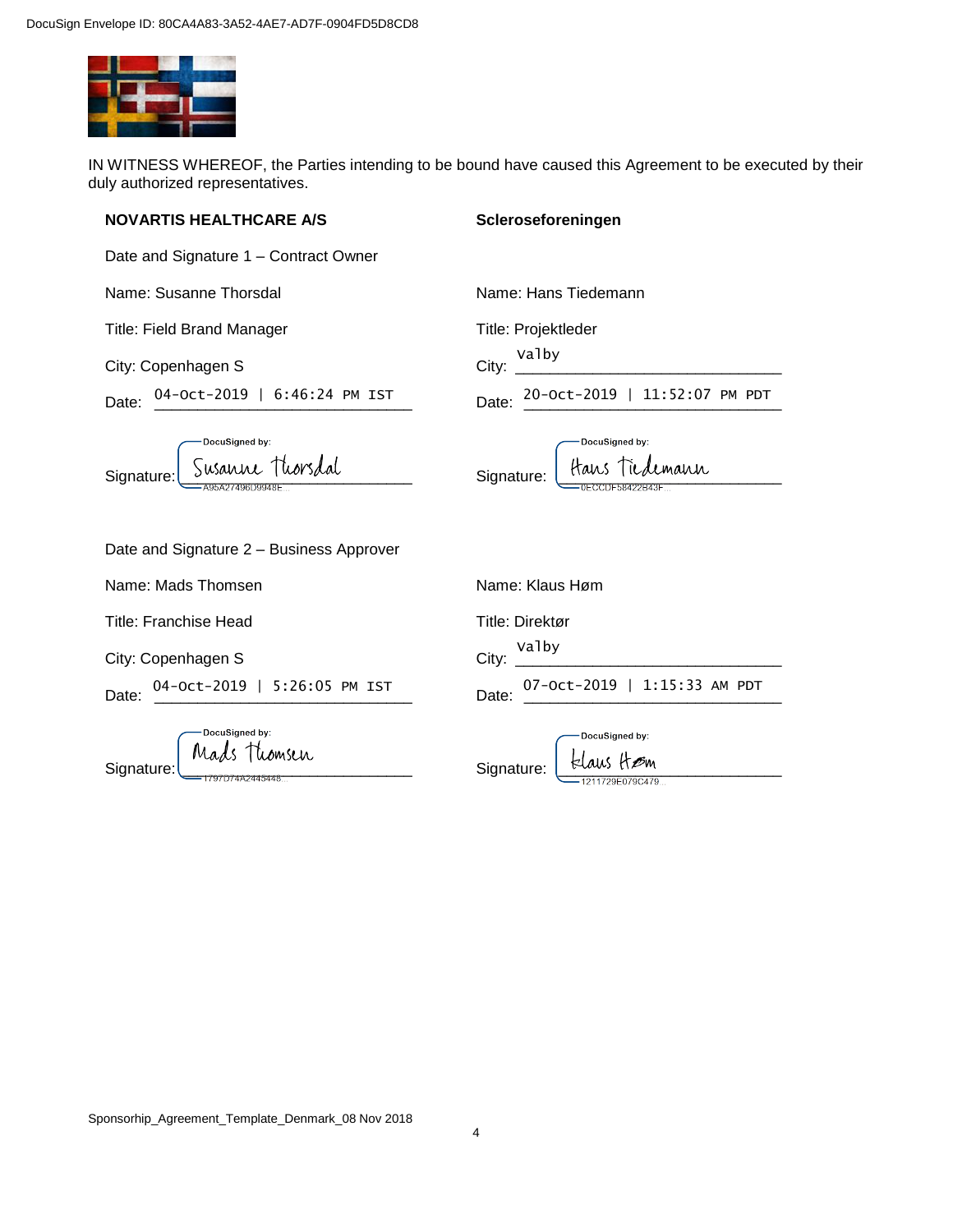DocuSign Envelope ID: 80CA4A83-3A52-4AE7-AD7F-0904FD5D8CD8

IN WITNESS WHEREOF, the Parties intending to be bound have caused this Agreement to be executed by their duly authorized representatives.

| **NOVARTIS HEALTHCARE A/S** | **Scleroseforeningen** |
| --- | --- |
| Date and Signature 1 – Contract Owner | |
| Name: Susanne Thorsdal | Name: Hans Tiedemann |
| Title: Field Brand Manager | Title: Projektleder |
| City: Copenhagen S | City: Valby |
| Date: 04-Oct-2019 \| 6:46:24 PM IST | Date: 20-Oct-2019 \| 11:52:07 PM PDT |
| Signature: DocuSigned by: Susanne Thorsdal A95A27496D9948E... | Signature: DocuSigned by: Hans Tiedemann 0ECCDF58422B43F... |
| Date and Signature 2 – Business Approver | |
| Name: Mads Thomsen | Name: Klaus Høm |
| Title: Franchise Head | Title: Direktør |
| City: Copenhagen S | City: Valby |
| Date: 04-Oct-2019 \| 5:26:05 PM IST | Date: 07-Oct-2019 \| 1:15:33 AM PDT |
| Signature: DocuSigned by: Mads Thomsen 1797D74A2443448... | Signature: DocuSigned by: Klaus Høm 1211729E079C479... |

Sponsorhip_Agreement_Template_Denmark_08 Nov 2018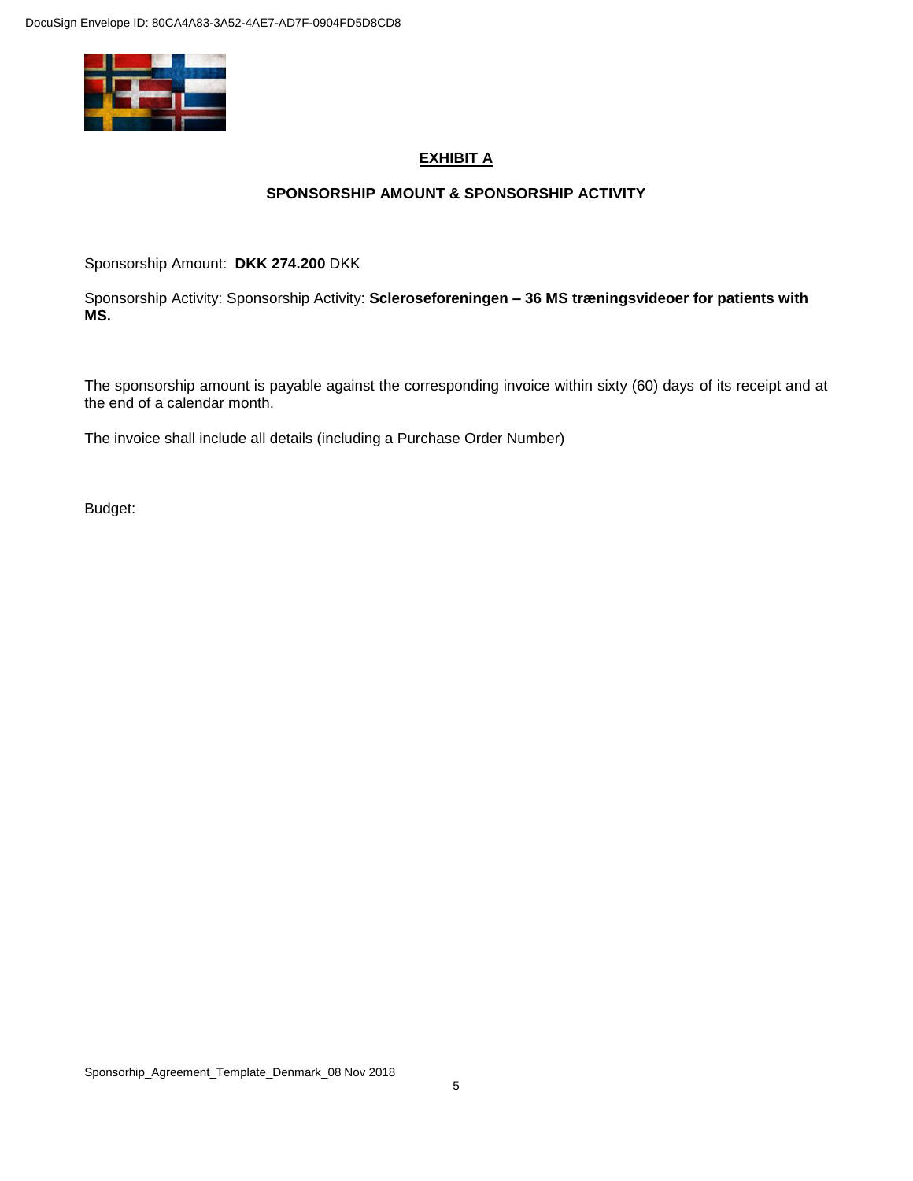## EXHIBIT A

### SPONSORSHIP AMOUNT & SPONSORSHIP ACTIVITY

Sponsorship Amount: **DKK 274.200** DKK

Sponsorship Activity: Sponsorship Activity: **Scleroseforeningen – 36 MS træningsvideoer for patients with MS.**

The sponsorship amount is payable against the corresponding invoice within sixty (60) days of its receipt and at the end of a calendar month.

The invoice shall include all details (including a Purchase Order Number)

Budget: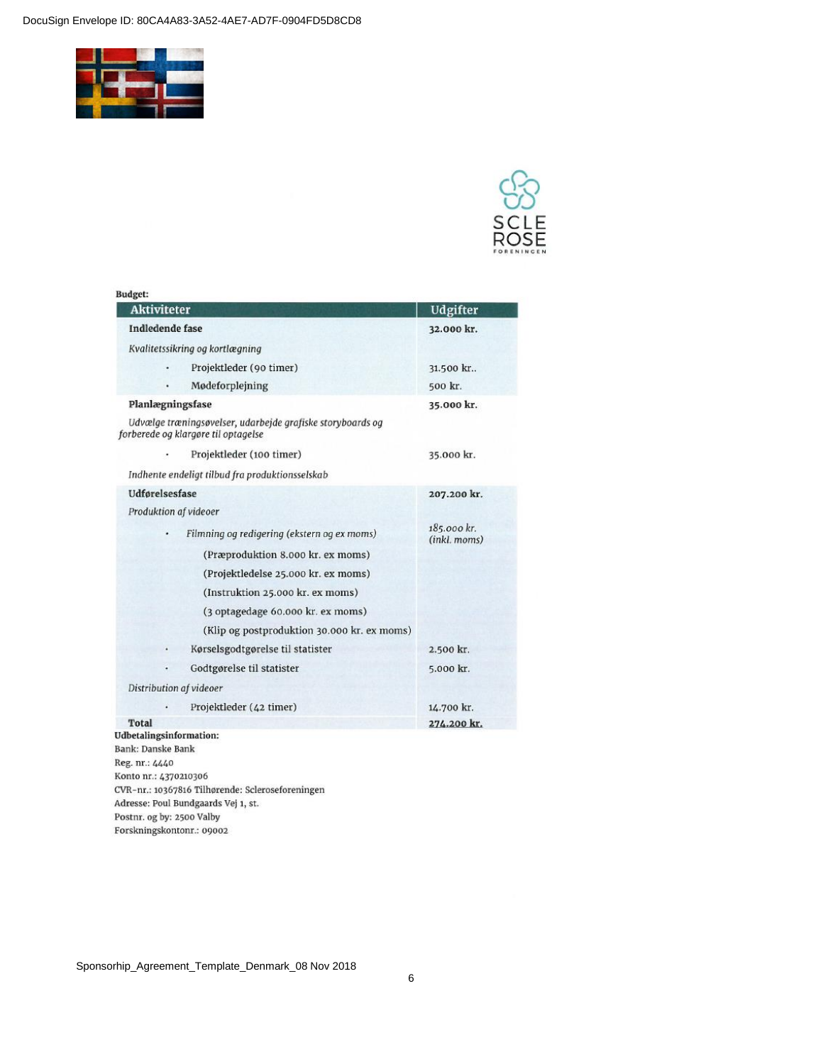**Budget:**

| Aktiviteter | Udgifter |
|---|---|
| **Indledende fase** | **32.000 kr.** |
| *Kvalitetssikring og kortlægning* | |
| • Projektleder (90 timer) | 31.500 kr.. |
| • Mødeforplejning | 500 kr. |
| **Planlægningsfase** | **35.000 kr.** |
| *Udvælge træningsøvelser, udarbejde grafiske storyboards og forberede og klargøre til optagelse* | |
| • Projektleder (100 timer) | 35.000 kr. |
| *Indhente endeligt tilbud fra produktionsselskab* | |
| **Udførelsesfase** | **207.200 kr.** |
| *Produktion af videoer* | |
| • *Filmning og redigering (ekstern og ex moms)* | *185.000 kr. (inkl. moms)* |
| (Præproduktion 8.000 kr. ex moms) | |
| (Projektledelse 25.000 kr. ex moms) | |
| (Instruktion 25.000 kr. ex moms) | |
| (3 optagedage 60.000 kr. ex moms) | |
| (Klip og postproduktion 30.000 kr. ex moms) | |
| • Kørselsgodtgørelse til statister | 2.500 kr. |
| • Godtgørelse til statister | 5.000 kr. |
| *Distribution af videoer* | |
| • Projektleder (42 timer) | 14.700 kr. |
| **Total** | **274.200 kr.** |

**Udbetalingsinformation:**

Bank: Danske Bank
Reg. nr.: 4440
Konto nr.: 4370210306
CVR-nr.: 10367816 Tilhørende: Scleroseforeningen
Adresse: Poul Bundgaards Vej 1, st.
Postnr. og by: 2500 Valby
Forskningskontonr.: 09002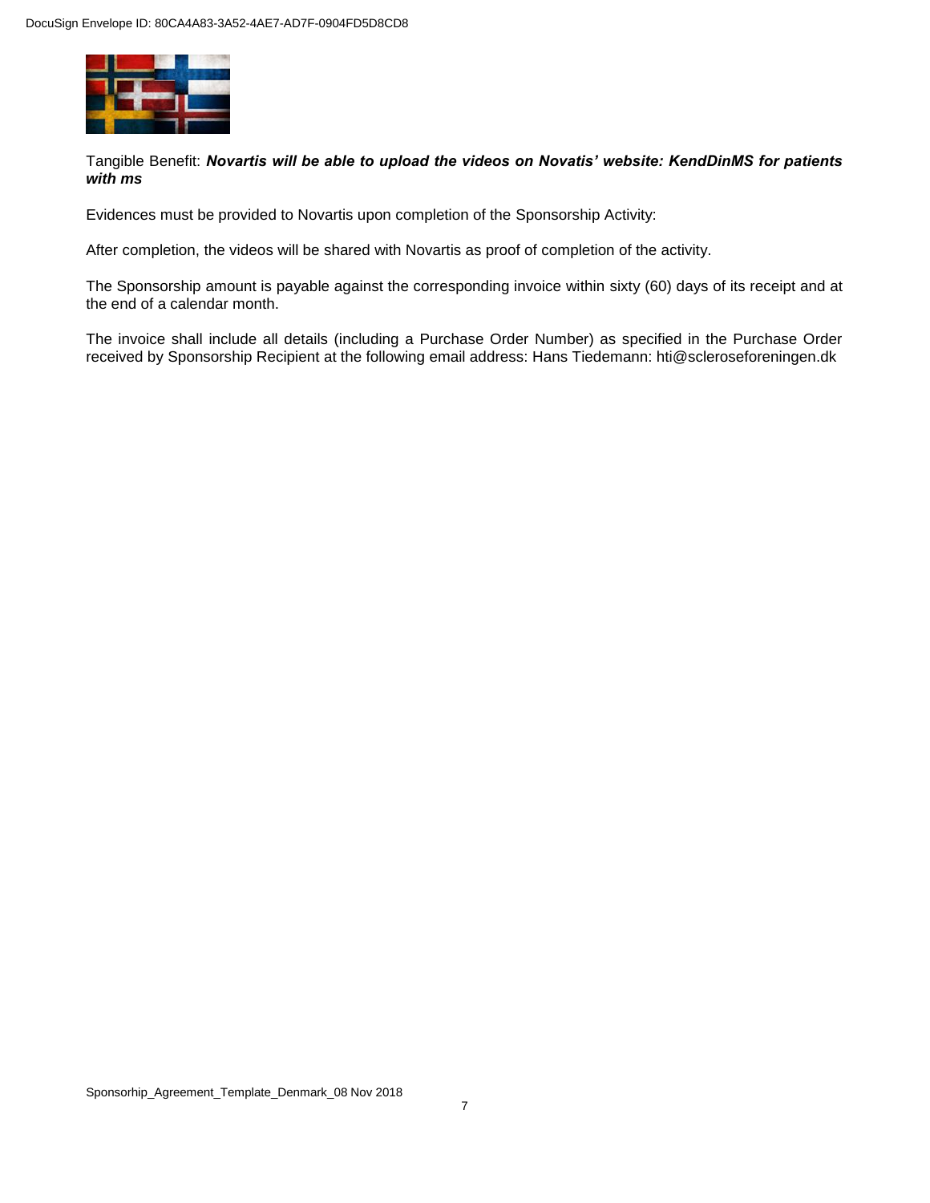Tangible Benefit: ***Novartis will be able to upload the videos on Novatis' website: KendDinMS for patients with ms***

Evidences must be provided to Novartis upon completion of the Sponsorship Activity:

After completion, the videos will be shared with Novartis as proof of completion of the activity.

The Sponsorship amount is payable against the corresponding invoice within sixty (60) days of its receipt and at the end of a calendar month.

The invoice shall include all details (including a Purchase Order Number) as specified in the Purchase Order received by Sponsorship Recipient at the following email address: Hans Tiedemann: hti@scleroseforeningen.dk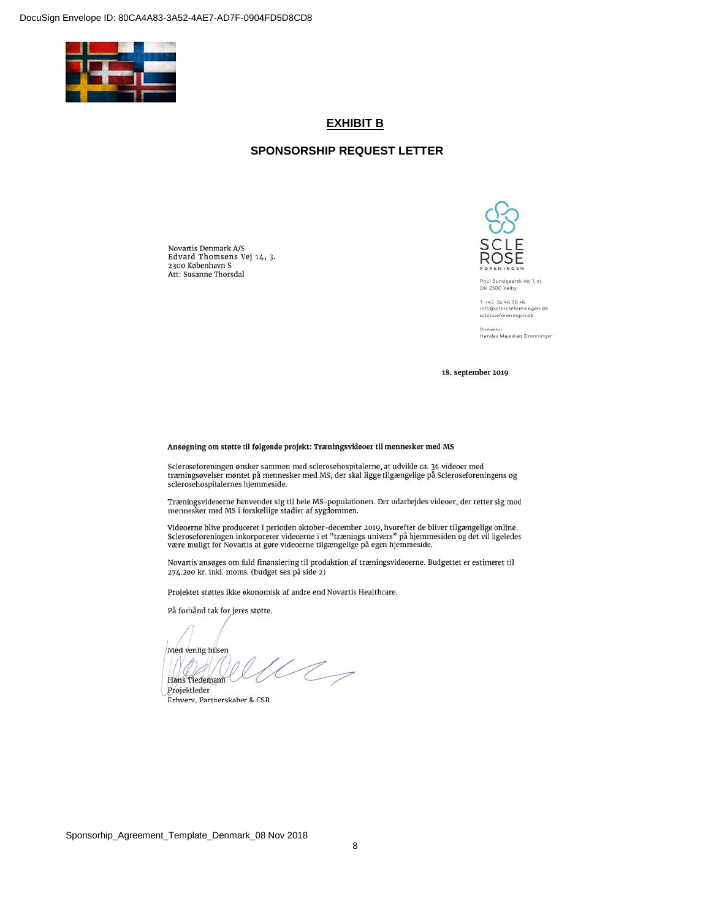DocuSign Envelope ID: 80CA4A83-3A52-4AE7-AD7F-0904FD5D8CD8

## EXHIBIT B

## SPONSORSHIP REQUEST LETTER

Novartis Denmark A/S
Edvard Thomsens Vej 14, 3.
2300 København S
Att: Susanne Thorsdal

SCLEROSE FORENINGEN

Poul Bundgaards Vej 1, st.
DK-2500 Valby

T: +45 36 46 36 46
info@scleroseforeningen.dk
scleroseforeningen.dk

Protektor
Hendes Majestæt Dronningen

**18. september 2019**

**Ansøgning om støtte til følgende projekt: Træningsvideoer til mennesker med MS**

Scleroseforeningen ønsker sammen med sclerosehospitalerne, at udvikle ca. 36 videoer med træningsøvelser møntet på mennesker med MS, der skal ligge tilgængelige på Scleroseforeningens og sclerosehospitalernes hjemmeside.

Træningsvideoerne henvender sig til hele MS-populationen. Der udarbejdes videoer, der retter sig mod mennesker med MS i forskellige stadier af sygdommen.

Videoerne blive produceret i perioden oktober-december 2019, hvorefter de bliver tilgængelige online. Scleroseforeningen inkorporerer videoerne i et "trænings univers" på hjemmesiden og det vil ligeledes være muligt for Novartis at gøre videoerne tilgængelige på egen hjemmeside.

Novartis ansøges om fuld finansiering til produktion af træningsvideoerne. Budgettet er estimeret til 274.200 kr. inkl. moms. (budget ses på side 2)

Projektet støttes ikke økonomisk af andre end Novartis Healthcare.

På forhånd tak for jeres støtte.

Med venlig hilsen

Hans Tiedemann
Projektleder
Erhverv, Partnerskaber & CSR

Sponsorhip_Agreement_Template_Denmark_08 Nov 2018